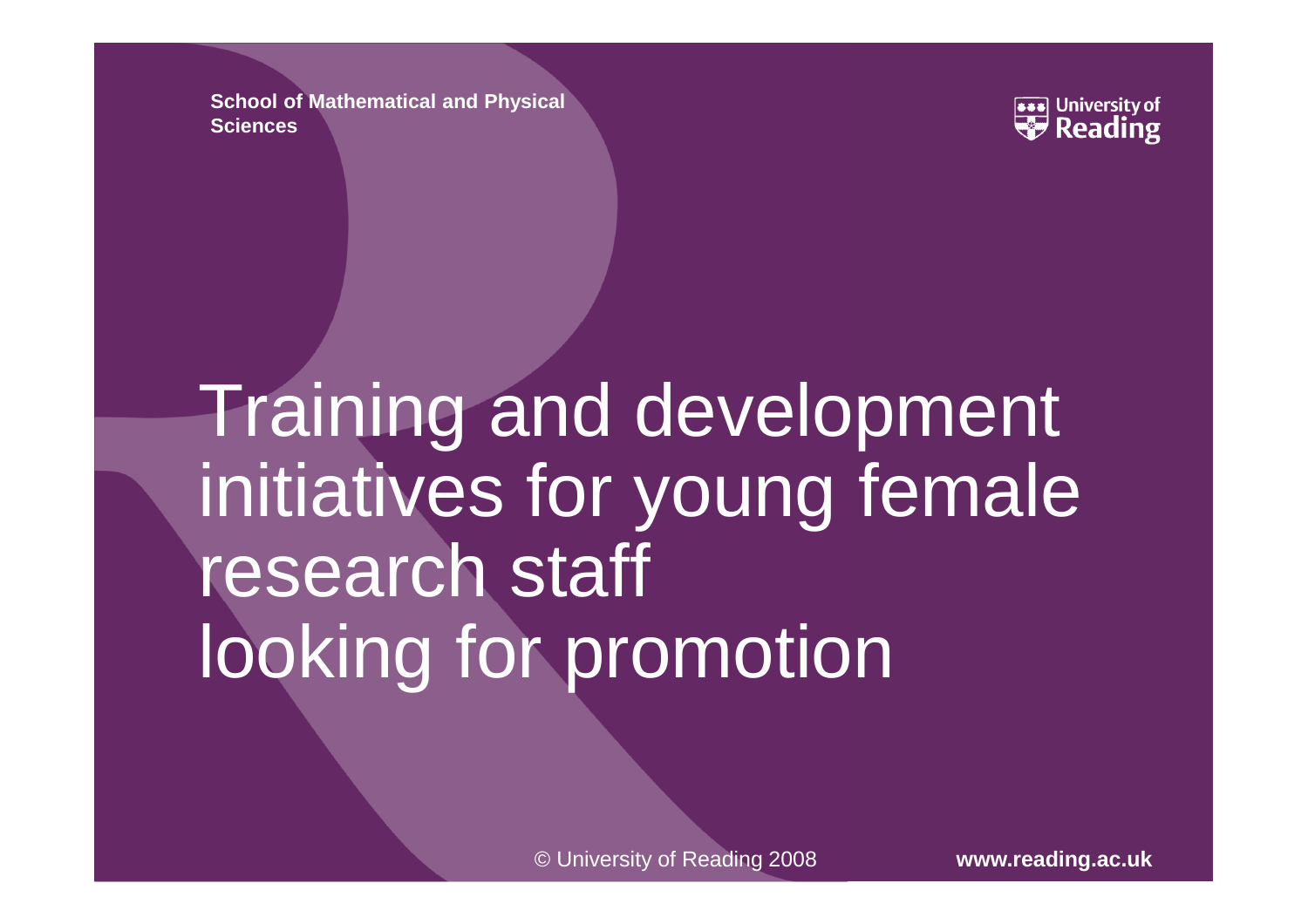School of Mathematical and Physical Sciences

# Training and development initiatives for young female research staff looking for promotion

© University of Reading 2008

www.reading.ac.uk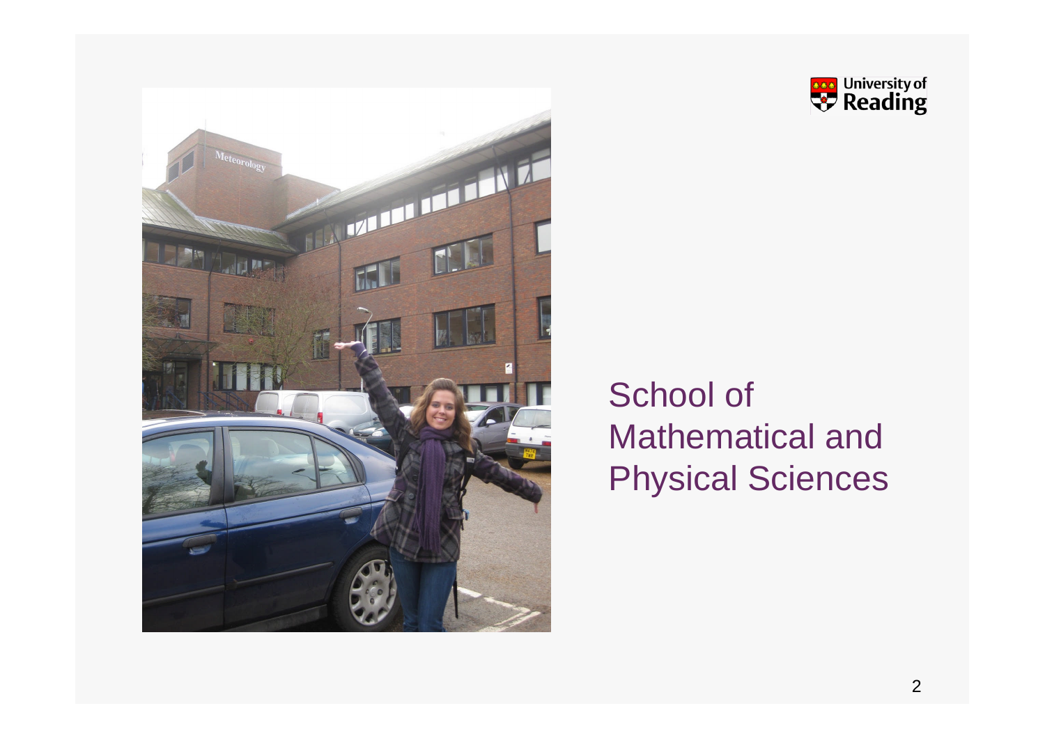School of Mathematical and Physical Sciences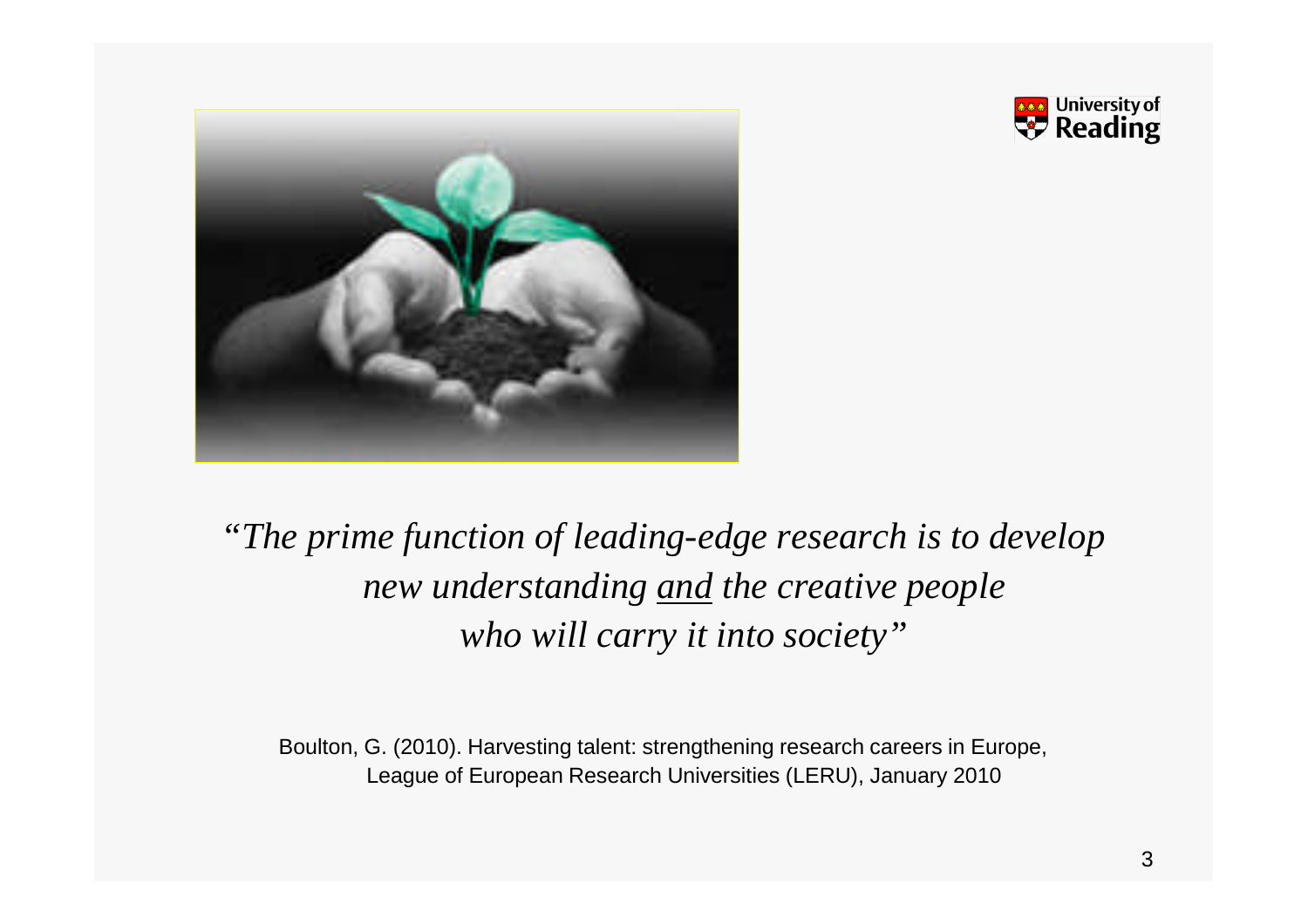*"The prime function of leading-edge research is to develop new understanding and the creative people who will carry it into society"*

Boulton, G. (2010). Harvesting talent: strengthening research careers in Europe, League of European Research Universities (LERU), January 2010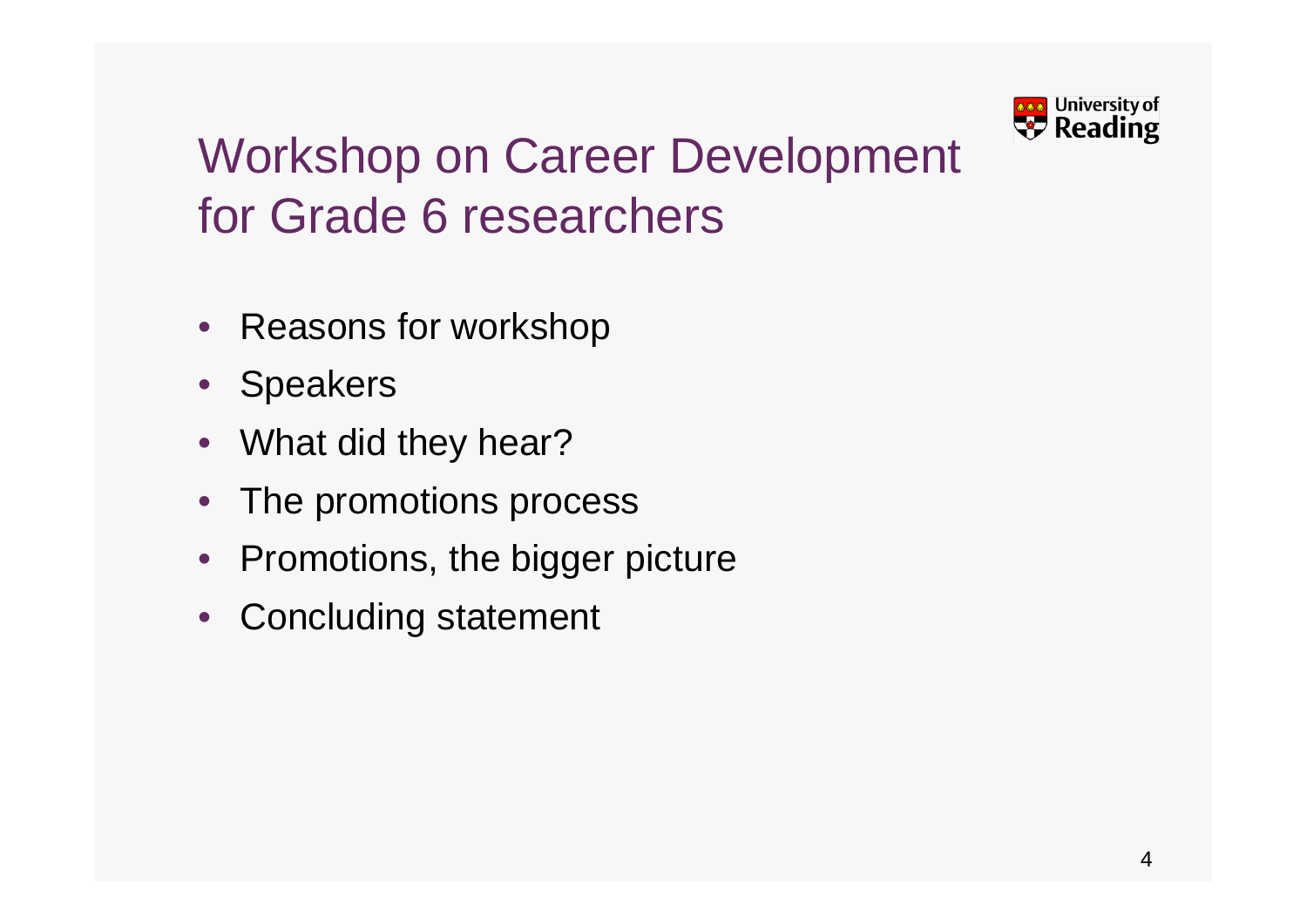# Workshop on Career Development for Grade 6 researchers

- Reasons for workshop
- Speakers
- What did they hear?
- The promotions process
- Promotions, the bigger picture
- Concluding statement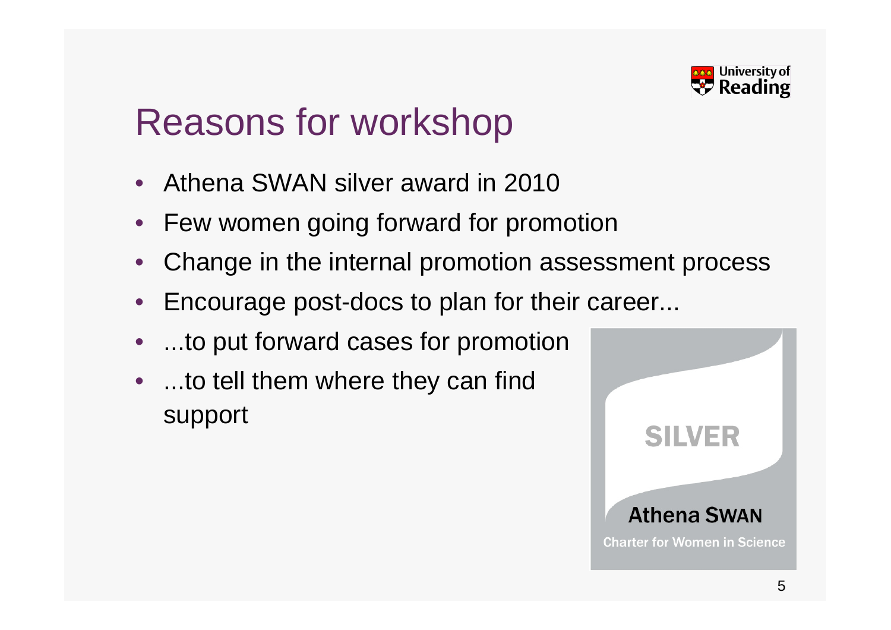# Reasons for workshop

- Athena SWAN silver award in 2010
- Few women going forward for promotion
- Change in the internal promotion assessment process
- Encourage post-docs to plan for their career...
- ...to put forward cases for promotion
- ...to tell them where they can find support

SILVER

Athena SWAN

Charter for Women in Science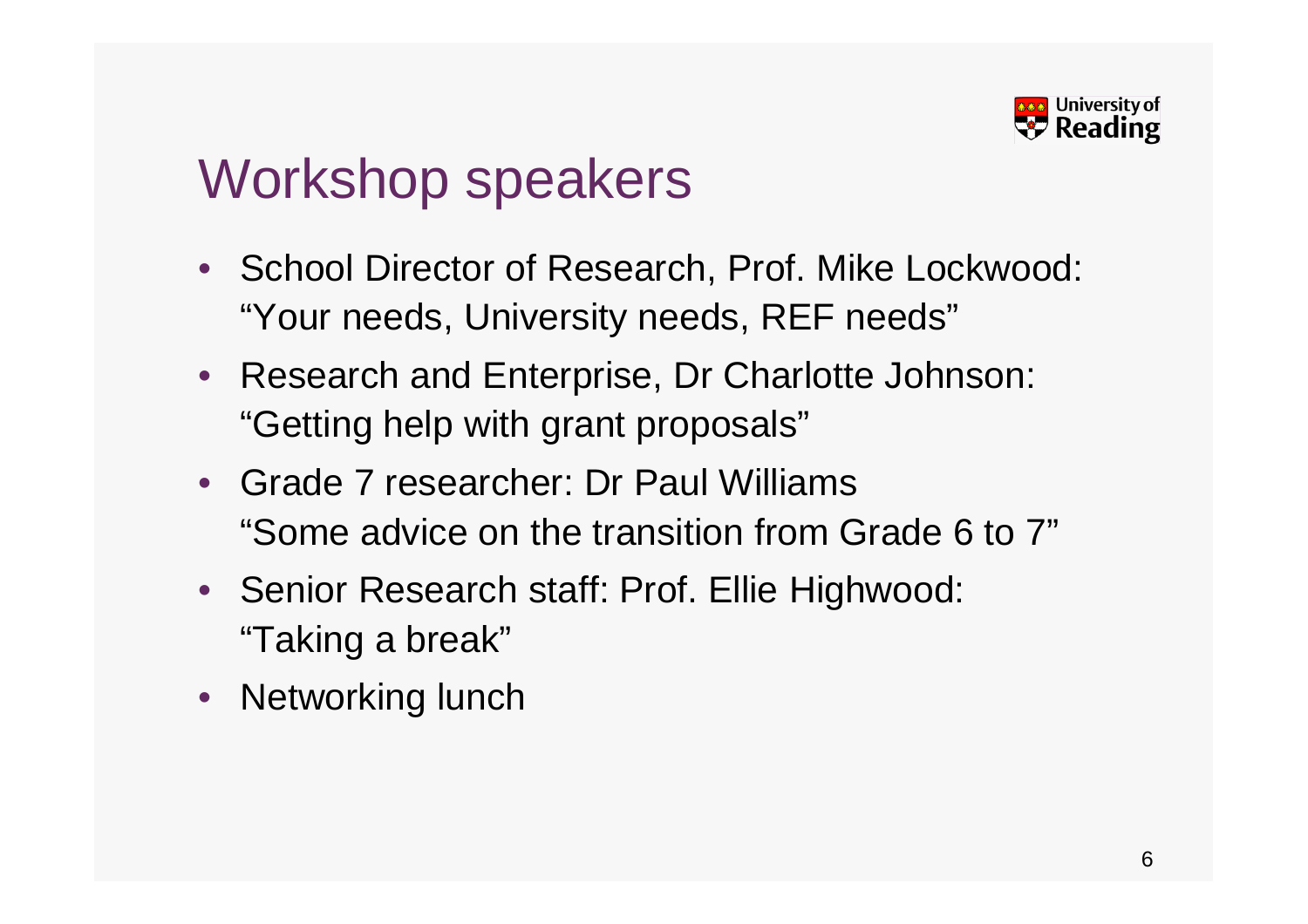# Workshop speakers

- School Director of Research, Prof. Mike Lockwood: "Your needs, University needs, REF needs"
- Research and Enterprise, Dr Charlotte Johnson: "Getting help with grant proposals"
- Grade 7 researcher: Dr Paul Williams "Some advice on the transition from Grade 6 to 7"
- Senior Research staff: Prof. Ellie Highwood: "Taking a break"
- Networking lunch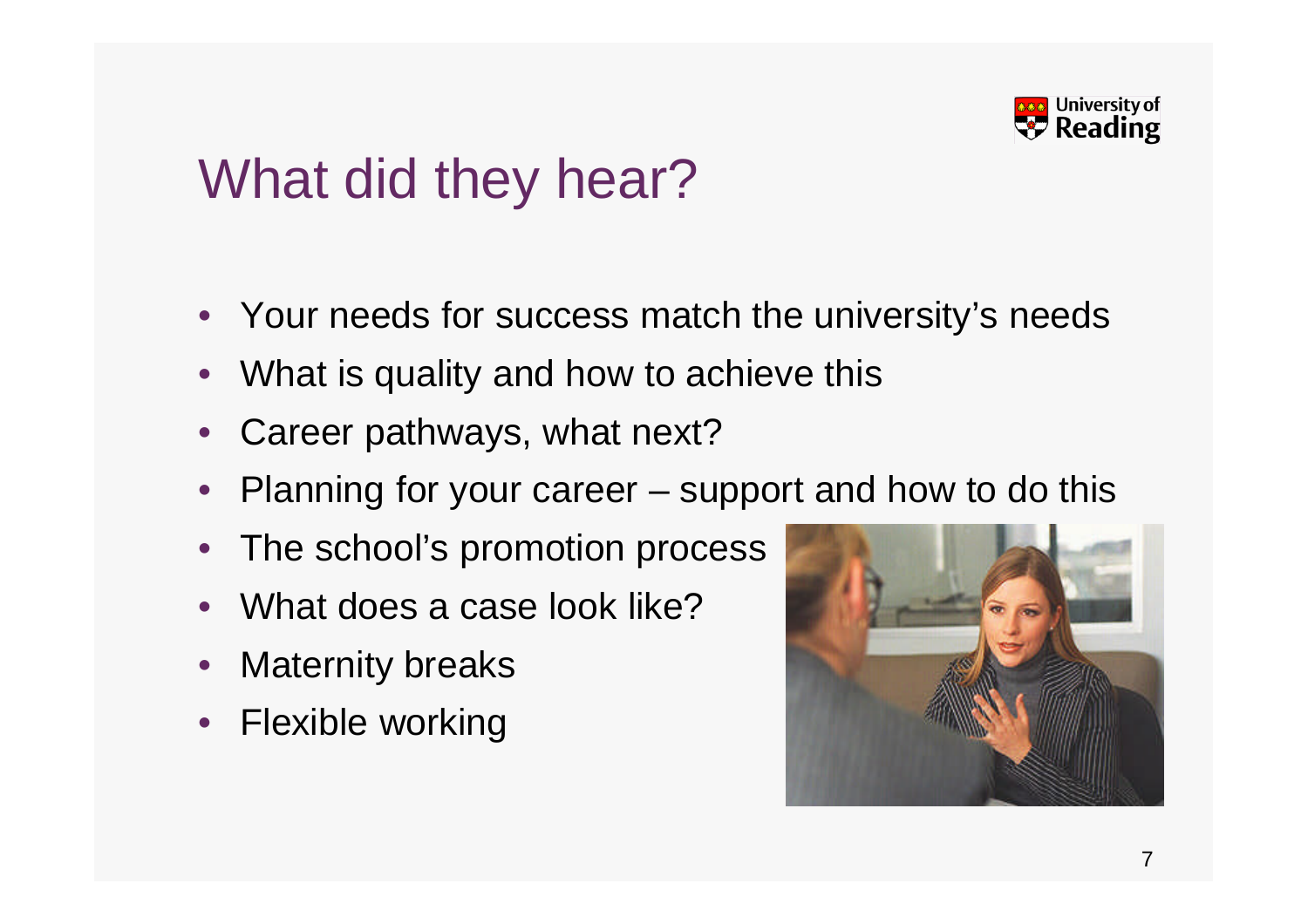# What did they hear?

- Your needs for success match the university's needs
- What is quality and how to achieve this
- Career pathways, what next?
- Planning for your career – support and how to do this
- The school's promotion process
- What does a case look like?
- Maternity breaks
- Flexible working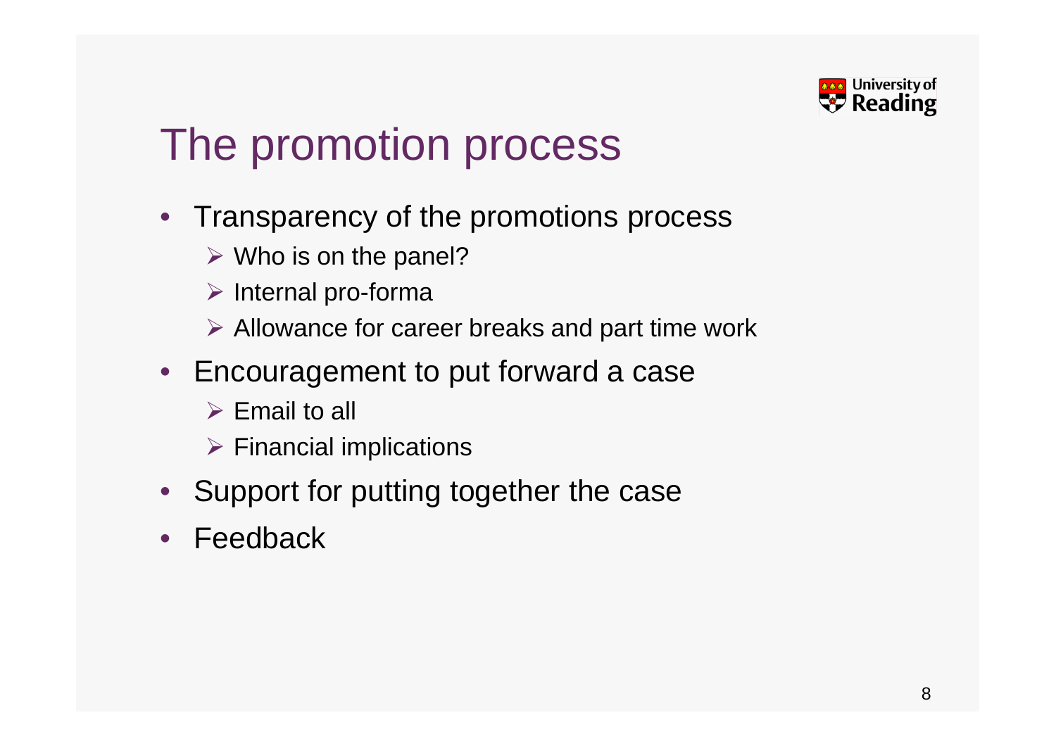# The promotion process

- Transparency of the promotions process
  - Who is on the panel?
  - Internal pro-forma
  - Allowance for career breaks and part time work
- Encouragement to put forward a case
  - Email to all
  - Financial implications
- Support for putting together the case
- Feedback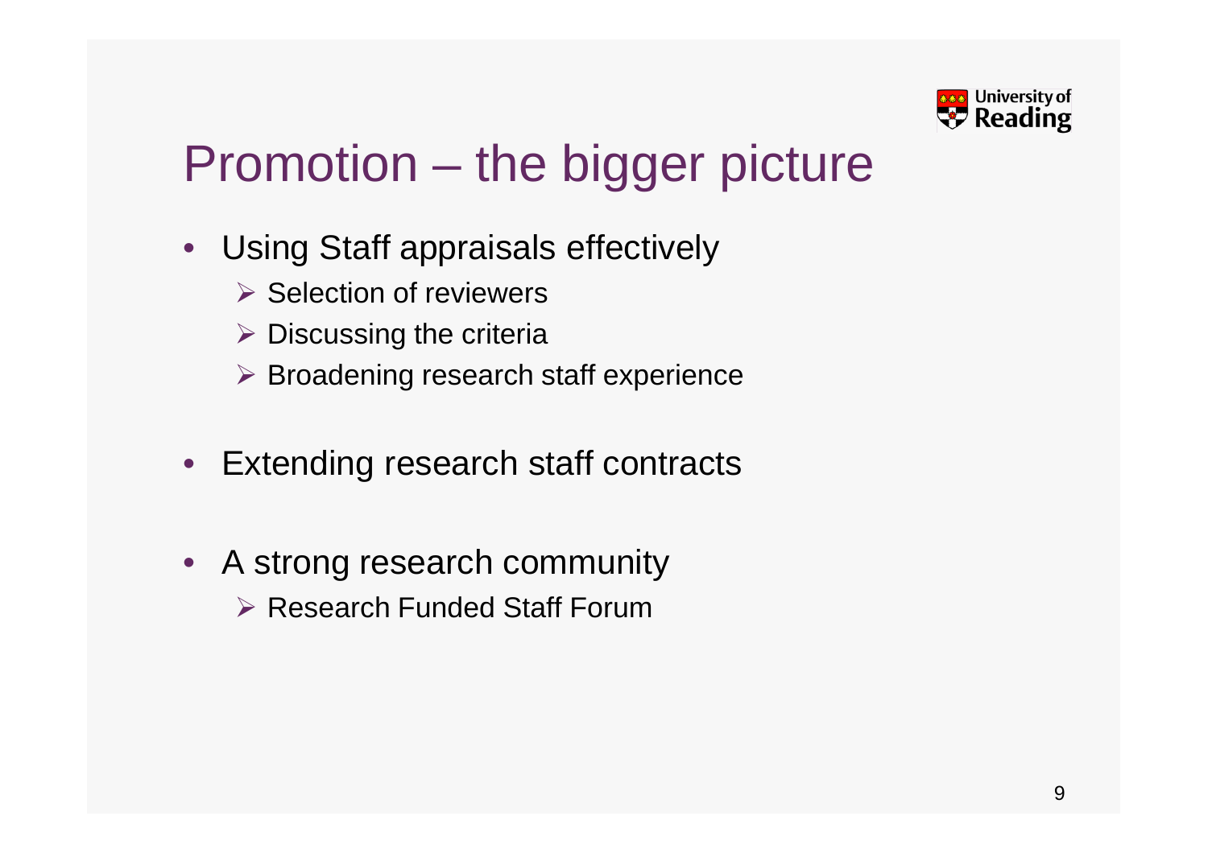# Promotion – the bigger picture

- Using Staff appraisals effectively
  - Selection of reviewers
  - Discussing the criteria
  - Broadening research staff experience
- Extending research staff contracts
- A strong research community
  - Research Funded Staff Forum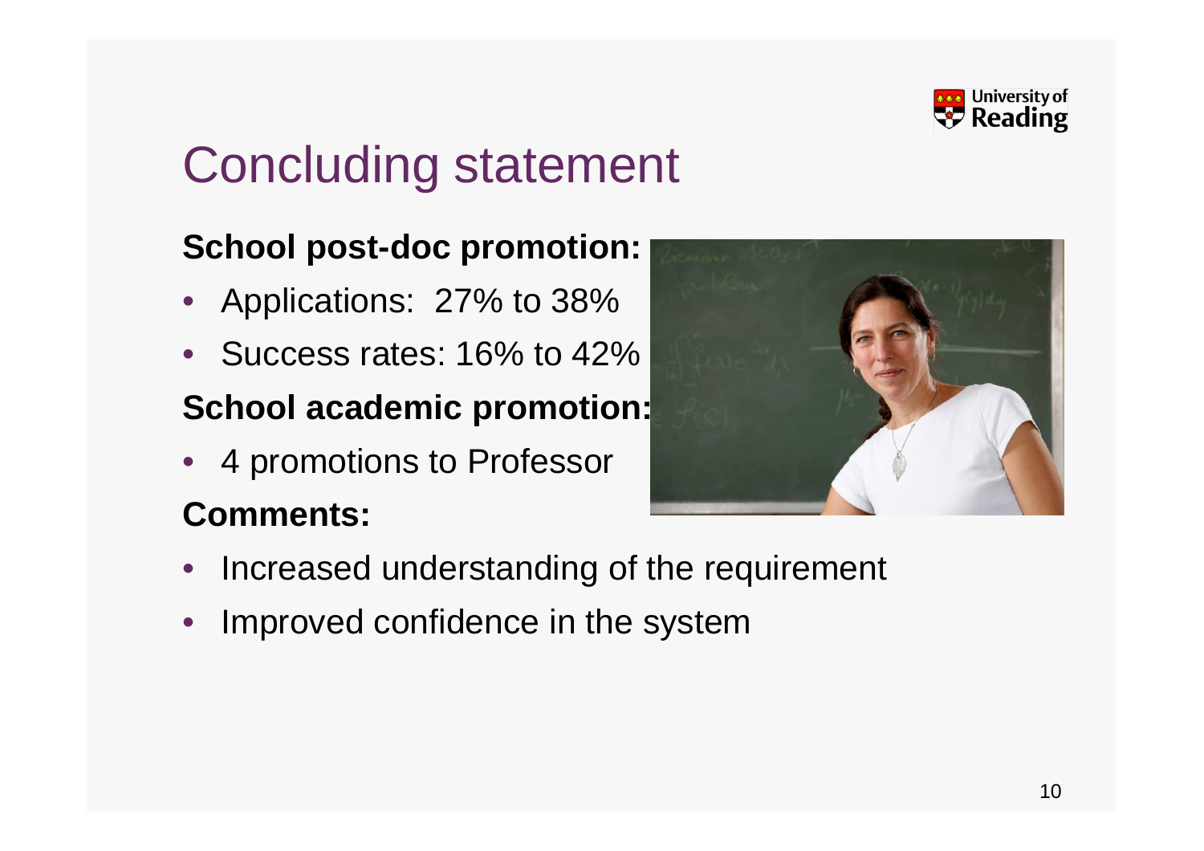# Concluding statement

**School post-doc promotion:**

- Applications: 27% to 38%
- Success rates: 16% to 42%

**School academic promotion:**

- 4 promotions to Professor

**Comments:**

- Increased understanding of the requirement
- Improved confidence in the system